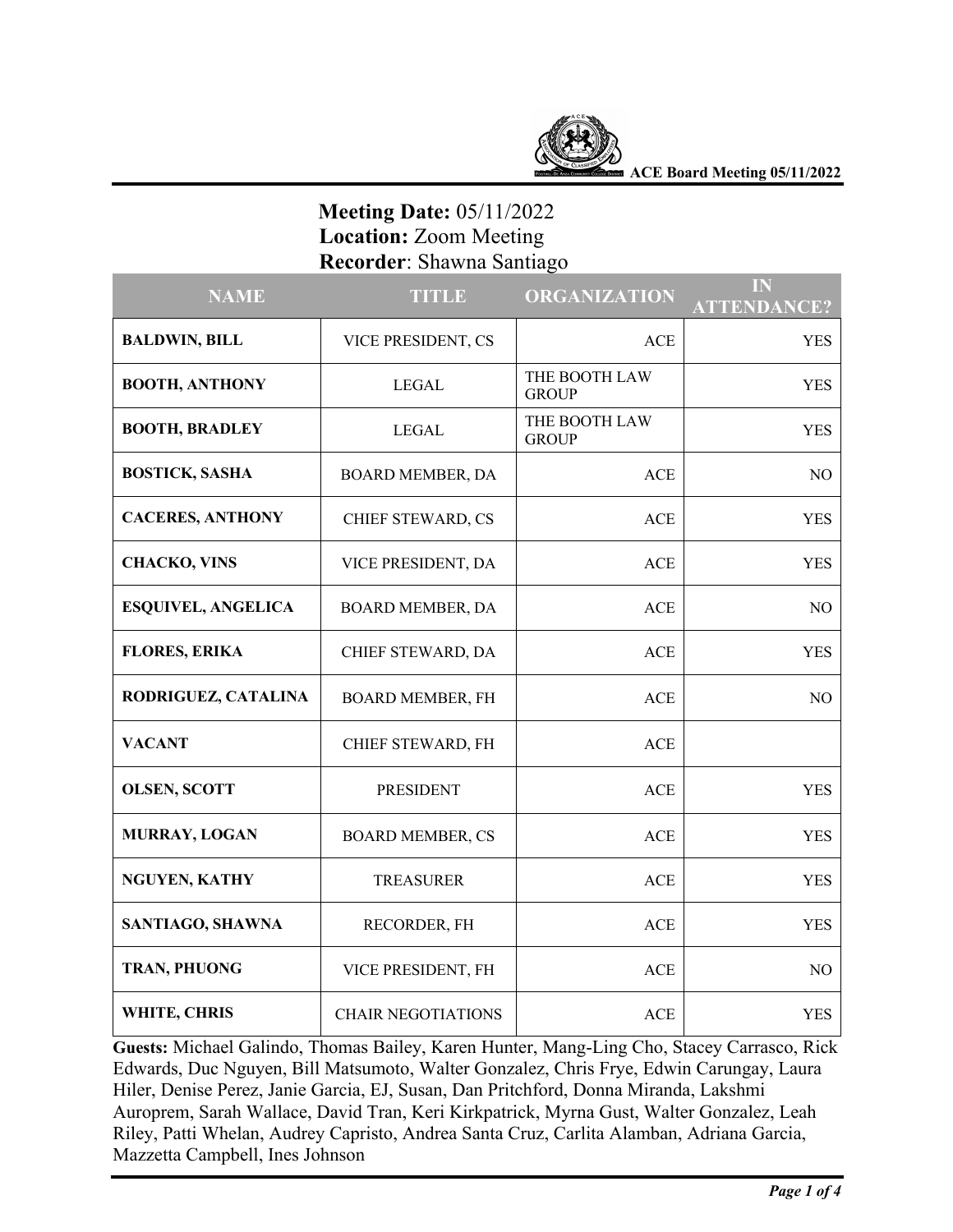**Meeting Date:** 05/11/2022
**Location:** Zoom Meeting
**Recorder**: Shawna Santiago

| NAME | TITLE | ORGANIZATION | IN ATTENDANCE? |
|---|---|---|---|
| **BALDWIN, BILL** | VICE PRESIDENT, CS | ACE | YES |
| **BOOTH, ANTHONY** | LEGAL | THE BOOTH LAW GROUP | YES |
| **BOOTH, BRADLEY** | LEGAL | THE BOOTH LAW GROUP | YES |
| **BOSTICK, SASHA** | BOARD MEMBER, DA | ACE | NO |
| **CACERES, ANTHONY** | CHIEF STEWARD, CS | ACE | YES |
| **CHACKO, VINS** | VICE PRESIDENT, DA | ACE | YES |
| **ESQUIVEL, ANGELICA** | BOARD MEMBER, DA | ACE | NO |
| **FLORES, ERIKA** | CHIEF STEWARD, DA | ACE | YES |
| **RODRIGUEZ, CATALINA** | BOARD MEMBER, FH | ACE | NO |
| **VACANT** | CHIEF STEWARD, FH | ACE | |
| **OLSEN, SCOTT** | PRESIDENT | ACE | YES |
| **MURRAY, LOGAN** | BOARD MEMBER, CS | ACE | YES |
| **NGUYEN, KATHY** | TREASURER | ACE | YES |
| **SANTIAGO, SHAWNA** | RECORDER, FH | ACE | YES |
| **TRAN, PHUONG** | VICE PRESIDENT, FH | ACE | NO |
| **WHITE, CHRIS** | CHAIR NEGOTIATIONS | ACE | YES |

**Guests:** Michael Galindo, Thomas Bailey, Karen Hunter, Mang-Ling Cho, Stacey Carrasco, Rick Edwards, Duc Nguyen, Bill Matsumoto, Walter Gonzalez, Chris Frye, Edwin Carungay, Laura Hiler, Denise Perez, Janie Garcia, EJ, Susan, Dan Pritchford, Donna Miranda, Lakshmi Auroprem, Sarah Wallace, David Tran, Keri Kirkpatrick, Myrna Gust, Walter Gonzalez, Leah Riley, Patti Whelan, Audrey Capristo, Andrea Santa Cruz, Carlita Alamban, Adriana Garcia, Mazzetta Campbell, Ines Johnson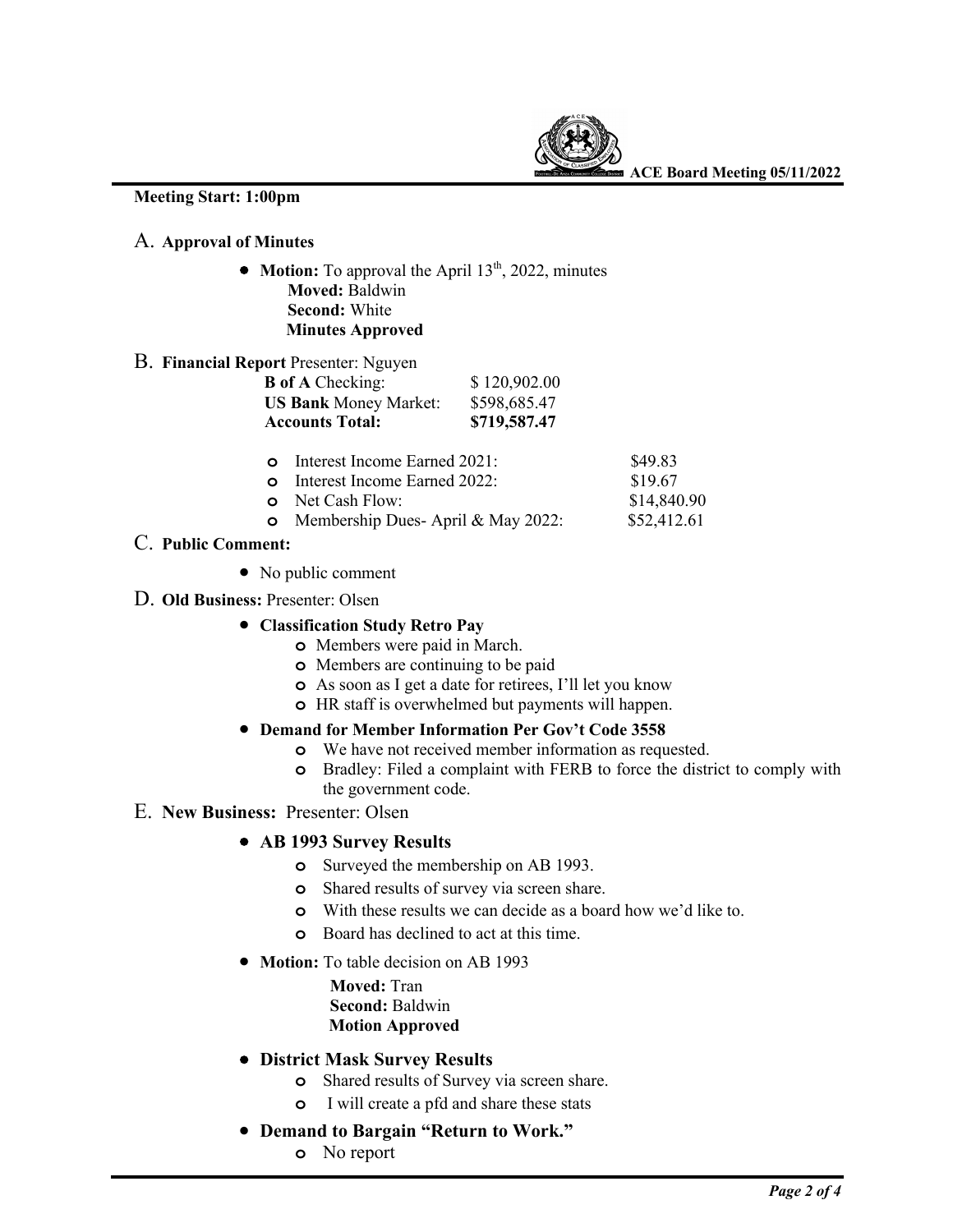**Meeting Start: 1:00pm**

A. **Approval of Minutes**

- **Motion:** To approval the April 13th, 2022, minutes
  **Moved:** Baldwin
  **Second:** White
  **Minutes Approved**

B. **Financial Report** Presenter: Nguyen

| | |
|---|---|
| **B of A** Checking: | $ 120,902.00 |
| **US Bank** Money Market: | $598,685.47 |
| **Accounts Total:** | **$719,587.47** |

- Interest Income Earned 2021: $49.83
- Interest Income Earned 2022: $19.67
- Net Cash Flow: $14,840.90
- Membership Dues- April & May 2022: $52,412.61

C. **Public Comment:**

- No public comment

D. **Old Business:** Presenter: Olsen

- **Classification Study Retro Pay**
  - Members were paid in March.
  - Members are continuing to be paid
  - As soon as I get a date for retirees, I'll let you know
  - HR staff is overwhelmed but payments will happen.
- **Demand for Member Information Per Gov't Code 3558**
  - We have not received member information as requested.
  - Bradley: Filed a complaint with FERB to force the district to comply with the government code.

E. **New Business:** Presenter: Olsen

- **AB 1993 Survey Results**
  - Surveyed the membership on AB 1993.
  - Shared results of survey via screen share.
  - With these results we can decide as a board how we'd like to.
  - Board has declined to act at this time.
- **Motion:** To table decision on AB 1993
  **Moved:** Tran
  **Second:** Baldwin
  **Motion Approved**
- **District Mask Survey Results**
  - Shared results of Survey via screen share.
  - I will create a pfd and share these stats
- **Demand to Bargain "Return to Work."**
  - No report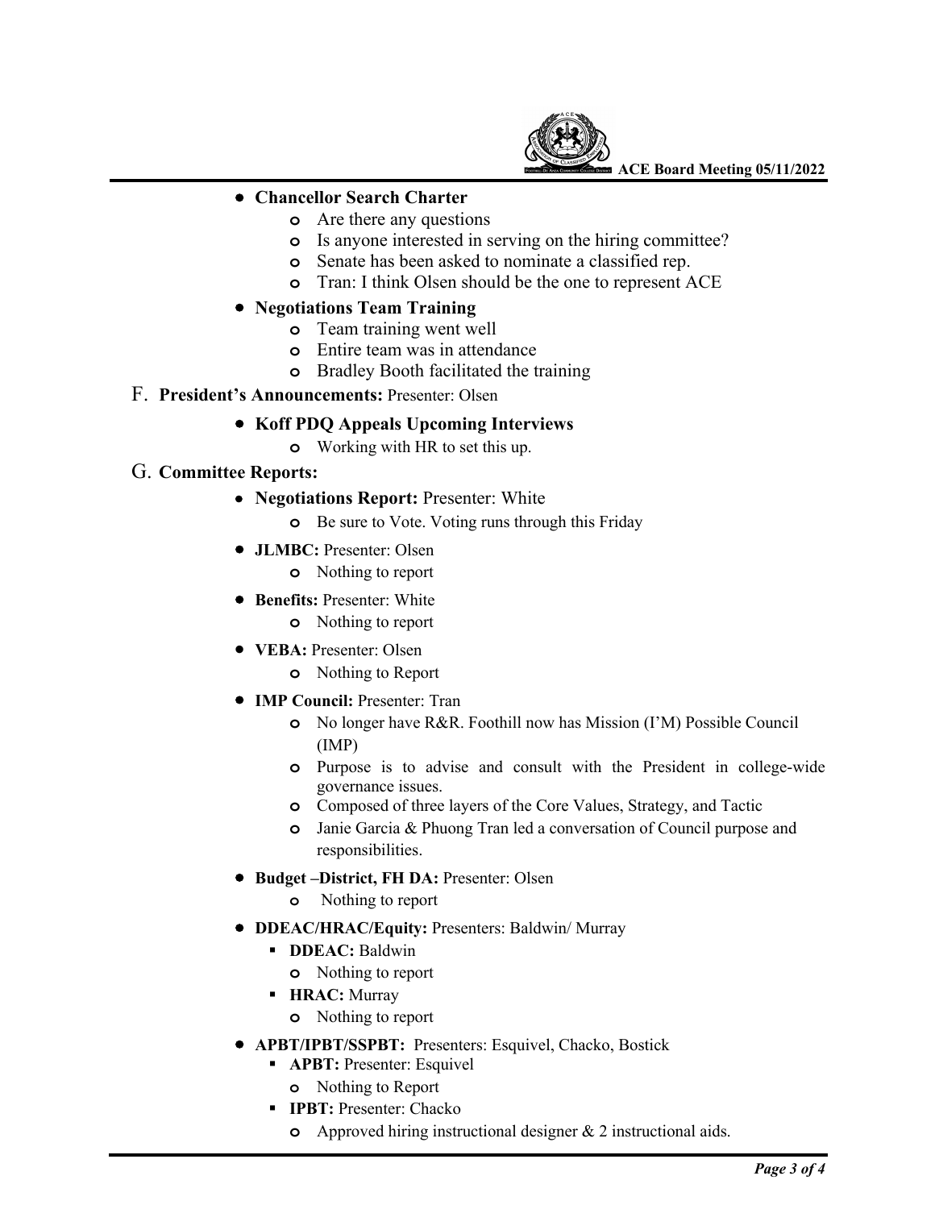- **Chancellor Search Charter**
    - Are there any questions
    - Is anyone interested in serving on the hiring committee?
    - Senate has been asked to nominate a classified rep.
    - Tran: I think Olsen should be the one to represent ACE
- **Negotiations Team Training**
    - Team training went well
    - Entire team was in attendance
    - Bradley Booth facilitated the training

F. **President's Announcements:** Presenter: Olsen

- **Koff PDQ Appeals Upcoming Interviews**
    - Working with HR to set this up.

G. **Committee Reports:**

- **Negotiations Report:** Presenter: White
    - Be sure to Vote. Voting runs through this Friday
- **JLMBC:** Presenter: Olsen
    - Nothing to report
- **Benefits:** Presenter: White
    - Nothing to report
- **VEBA:** Presenter: Olsen
    - Nothing to Report
- **IMP Council:** Presenter: Tran
    - No longer have R&R. Foothill now has Mission (I'M) Possible Council (IMP)
    - Purpose is to advise and consult with the President in college-wide governance issues.
    - Composed of three layers of the Core Values, Strategy, and Tactic
    - Janie Garcia & Phuong Tran led a conversation of Council purpose and responsibilities.
- **Budget –District, FH DA:** Presenter: Olsen
    - Nothing to report
- **DDEAC/HRAC/Equity:** Presenters: Baldwin/ Murray
    - **DDEAC:** Baldwin
        - Nothing to report
    - **HRAC:** Murray
        - Nothing to report
- **APBT/IPBT/SSPBT:** Presenters: Esquivel, Chacko, Bostick
    - **APBT:** Presenter: Esquivel
        - Nothing to Report
    - **IPBT:** Presenter: Chacko
        - Approved hiring instructional designer & 2 instructional aids.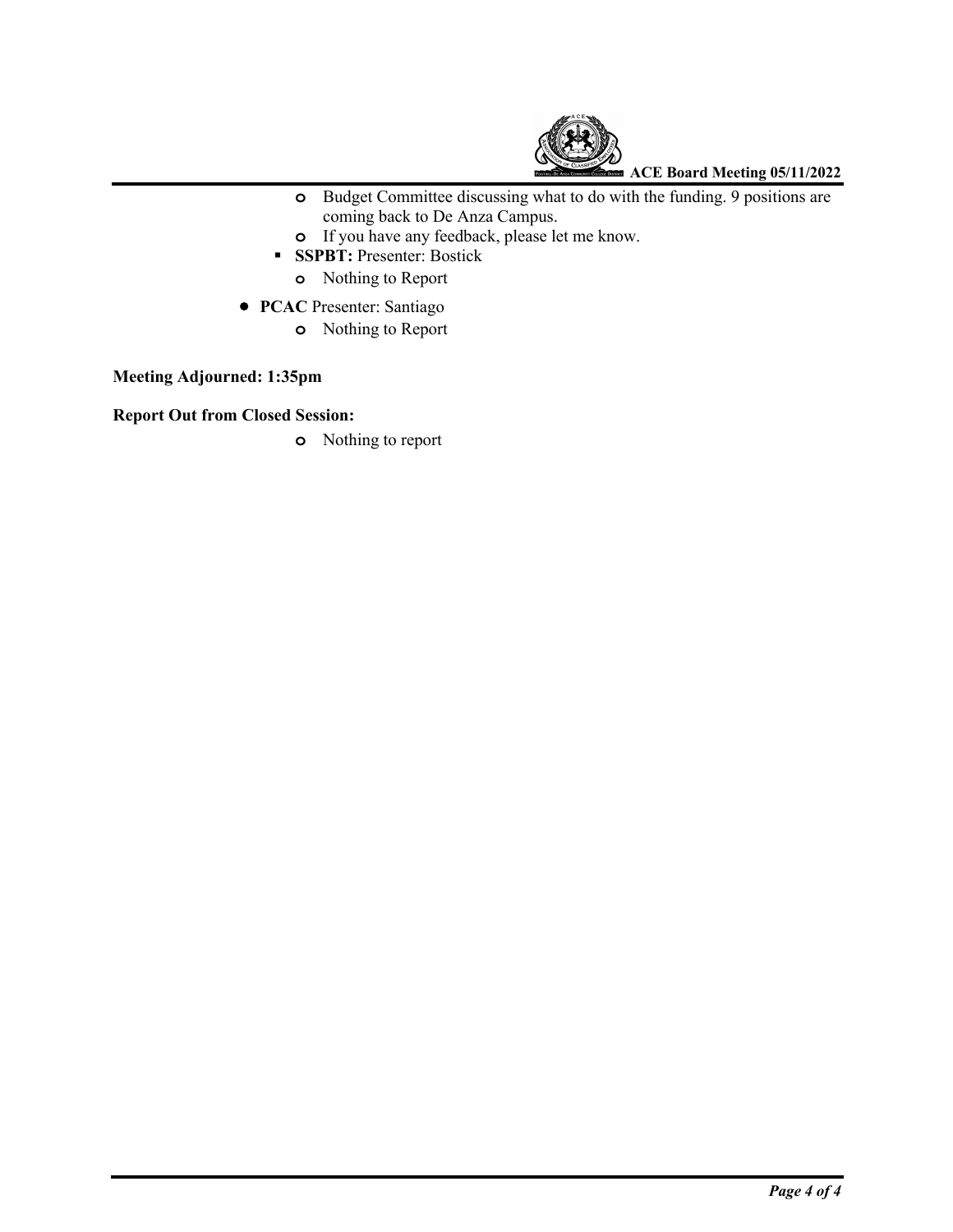- Budget Committee discussing what to do with the funding. 9 positions are coming back to De Anza Campus.
    - If you have any feedback, please let me know.
  - **SSPBT:** Presenter: Bostick
    - Nothing to Report
- **PCAC** Presenter: Santiago
  - Nothing to Report

**Meeting Adjourned: 1:35pm**

**Report Out from Closed Session:**

- Nothing to report